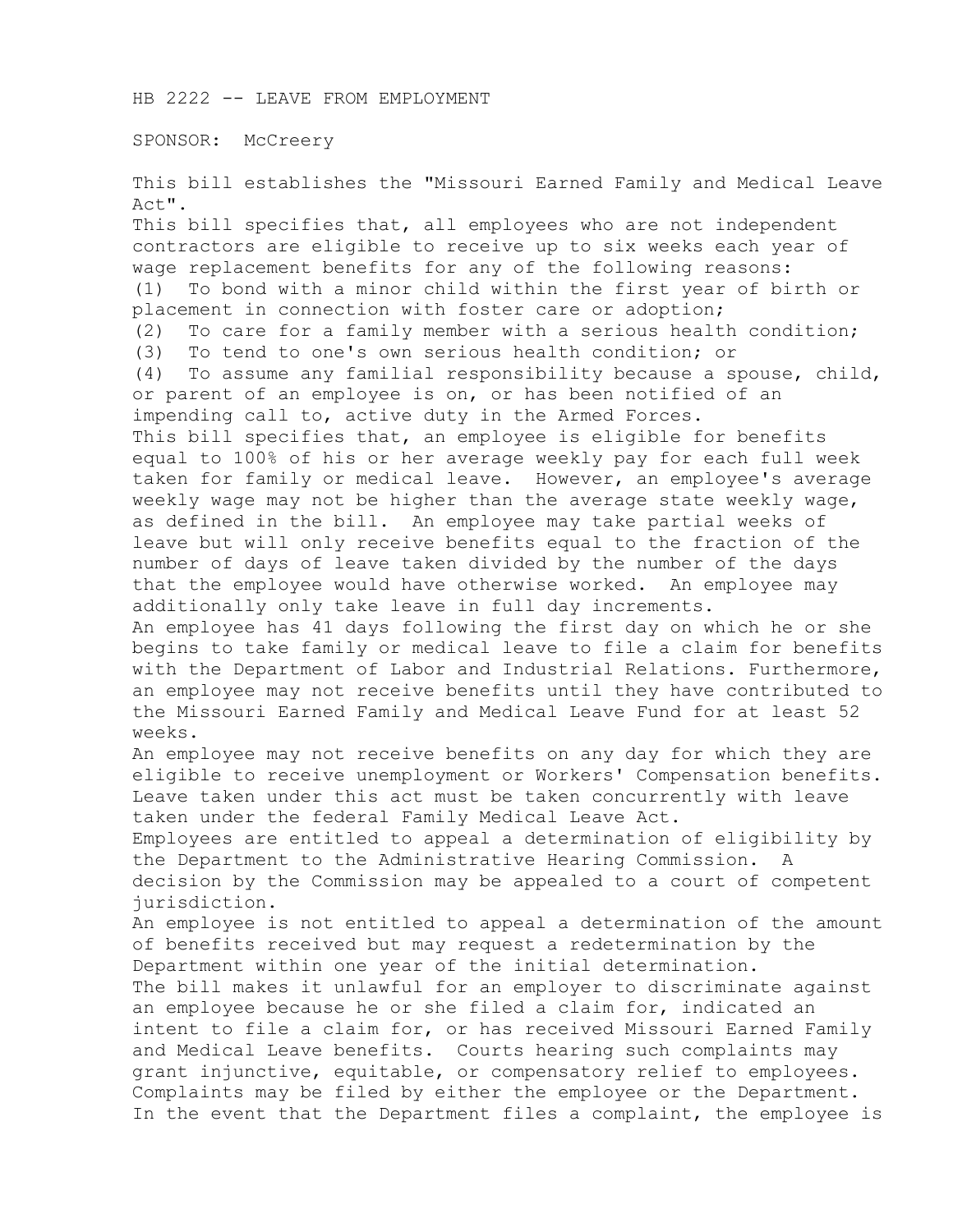HB 2222 -- LEAVE FROM EMPLOYMENT

SPONSOR: McCreery

This bill establishes the "Missouri Earned Family and Medical Leave Act".

This bill specifies that, all employees who are not independent contractors are eligible to receive up to six weeks each year of wage replacement benefits for any of the following reasons:

(1) To bond with a minor child within the first year of birth or placement in connection with foster care or adoption;

(2) To care for a family member with a serious health condition;

(3) To tend to one's own serious health condition; or

(4) To assume any familial responsibility because a spouse, child, or parent of an employee is on, or has been notified of an impending call to, active duty in the Armed Forces.

This bill specifies that, an employee is eligible for benefits equal to 100% of his or her average weekly pay for each full week taken for family or medical leave. However, an employee's average weekly wage may not be higher than the average state weekly wage, as defined in the bill. An employee may take partial weeks of leave but will only receive benefits equal to the fraction of the number of days of leave taken divided by the number of the days that the employee would have otherwise worked. An employee may additionally only take leave in full day increments.

An employee has 41 days following the first day on which he or she begins to take family or medical leave to file a claim for benefits with the Department of Labor and Industrial Relations. Furthermore, an employee may not receive benefits until they have contributed to the Missouri Earned Family and Medical Leave Fund for at least 52 weeks.

An employee may not receive benefits on any day for which they are eligible to receive unemployment or Workers' Compensation benefits. Leave taken under this act must be taken concurrently with leave taken under the federal Family Medical Leave Act.

Employees are entitled to appeal a determination of eligibility by the Department to the Administrative Hearing Commission. A decision by the Commission may be appealed to a court of competent jurisdiction.

An employee is not entitled to appeal a determination of the amount of benefits received but may request a redetermination by the Department within one year of the initial determination.

The bill makes it unlawful for an employer to discriminate against an employee because he or she filed a claim for, indicated an intent to file a claim for, or has received Missouri Earned Family and Medical Leave benefits. Courts hearing such complaints may grant injunctive, equitable, or compensatory relief to employees. Complaints may be filed by either the employee or the Department. In the event that the Department files a complaint, the employee is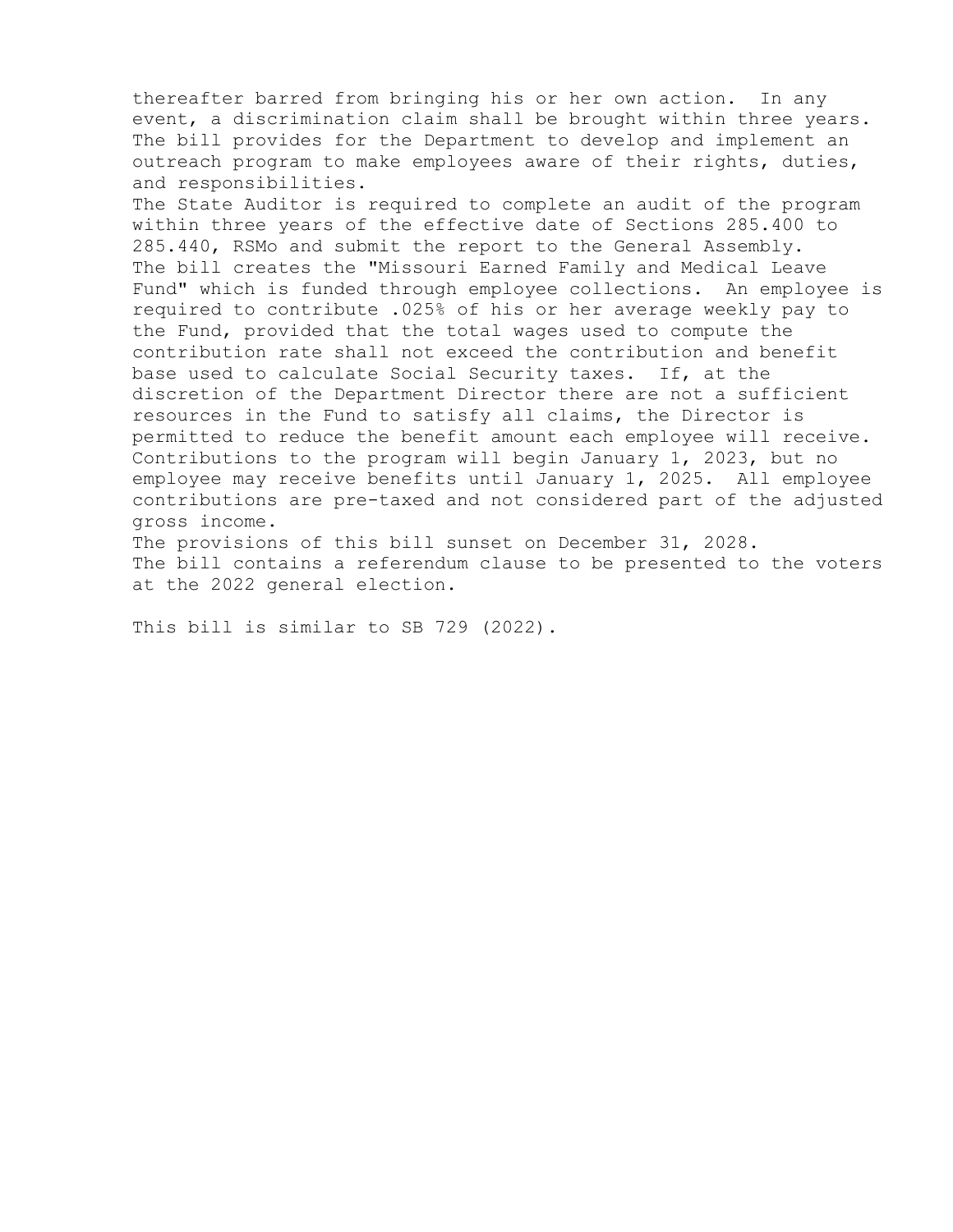thereafter barred from bringing his or her own action. In any event, a discrimination claim shall be brought within three years. The bill provides for the Department to develop and implement an outreach program to make employees aware of their rights, duties, and responsibilities.

The State Auditor is required to complete an audit of the program within three years of the effective date of Sections 285.400 to 285.440, RSMo and submit the report to the General Assembly.

The bill creates the "Missouri Earned Family and Medical Leave Fund" which is funded through employee collections. An employee is required to contribute .025% of his or her average weekly pay to the Fund, provided that the total wages used to compute the contribution rate shall not exceed the contribution and benefit base used to calculate Social Security taxes. If, at the discretion of the Department Director there are not a sufficient resources in the Fund to satisfy all claims, the Director is permitted to reduce the benefit amount each employee will receive. Contributions to the program will begin January 1, 2023, but no employee may receive benefits until January 1, 2025. All employee contributions are pre-taxed and not considered part of the adjusted gross income.

The provisions of this bill sunset on December 31, 2028.

The bill contains a referendum clause to be presented to the voters at the 2022 general election.

This bill is similar to SB 729 (2022).